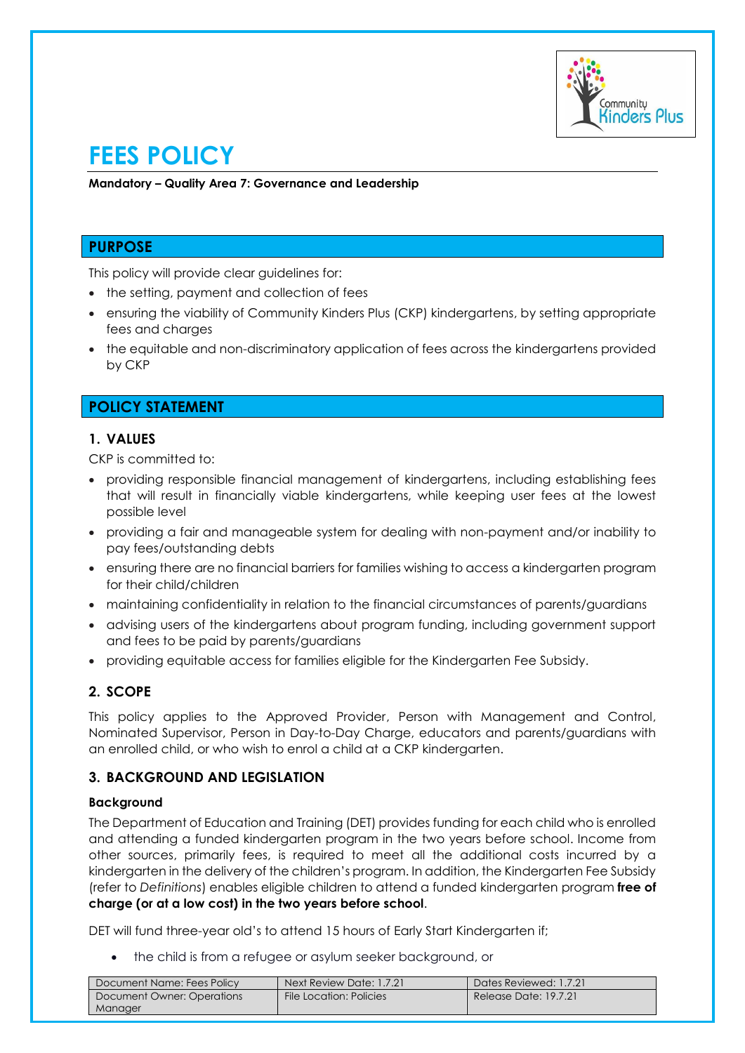# FEES POLICY

**Mandatory – Quality Area 7: Governance and Leadership**

## PURPOSE

This policy will provide clear guidelines for:

- the setting, payment and collection of fees
- ensuring the viability of Community Kinders Plus (CKP) kindergartens, by setting appropriate fees and charges
- the equitable and non-discriminatory application of fees across the kindergartens provided by CKP

## POLICY STATEMENT

### 1. VALUES

CKP is committed to:

- providing responsible financial management of kindergartens, including establishing fees that will result in financially viable kindergartens, while keeping user fees at the lowest possible level
- providing a fair and manageable system for dealing with non-payment and/or inability to pay fees/outstanding debts
- ensuring there are no financial barriers for families wishing to access a kindergarten program for their child/children
- maintaining confidentiality in relation to the financial circumstances of parents/guardians
- advising users of the kindergartens about program funding, including government support and fees to be paid by parents/guardians
- providing equitable access for families eligible for the Kindergarten Fee Subsidy.

### 2. SCOPE

This policy applies to the Approved Provider, Person with Management and Control, Nominated Supervisor, Person in Day-to-Day Charge, educators and parents/guardians with an enrolled child, or who wish to enrol a child at a CKP kindergarten.

### 3. BACKGROUND AND LEGISLATION

#### Background

The Department of Education and Training (DET) provides funding for each child who is enrolled and attending a funded kindergarten program in the two years before school. Income from other sources, primarily fees, is required to meet all the additional costs incurred by a kindergarten in the delivery of the children's program. In addition, the Kindergarten Fee Subsidy (refer to *Definitions*) enables eligible children to attend a funded kindergarten program **free of charge (or at a low cost) in the two years before school**.

DET will fund three-year old's to attend 15 hours of Early Start Kindergarten if;

- the child is from a refugee or asylum seeker background, or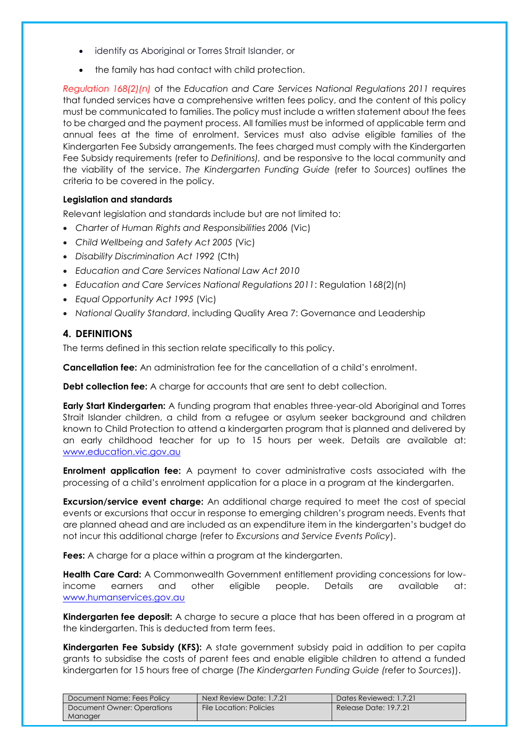- identify as Aboriginal or Torres Strait Islander, or
- the family has had contact with child protection.

*Regulation 168(2)(n)* of the *Education and Care Services National Regulations 2011* requires that funded services have a comprehensive written fees policy, and the content of this policy must be communicated to families. The policy must include a written statement about the fees to be charged and the payment process. All families must be informed of applicable term and annual fees at the time of enrolment. Services must also advise eligible families of the Kindergarten Fee Subsidy arrangements. The fees charged must comply with the Kindergarten Fee Subsidy requirements (refer to *Definitions)*, and be responsive to the local community and the viability of the service. *The Kindergarten Funding Guide* (refer to *Sources*) outlines the criteria to be covered in the policy.

**Legislation and standards**

Relevant legislation and standards include but are not limited to:

- *Charter of Human Rights and Responsibilities 2006* (Vic)
- *Child Wellbeing and Safety Act 2005* (Vic)
- *Disability Discrimination Act 1992* (Cth)
- *Education and Care Services National Law Act 2010*
- *Education and Care Services National Regulations 2011*: Regulation 168(2)(n)
- *Equal Opportunity Act 1995* (Vic)
- *National Quality Standard*, including Quality Area 7: Governance and Leadership

## 4. DEFINITIONS

The terms defined in this section relate specifically to this policy.

**Cancellation fee:** An administration fee for the cancellation of a child's enrolment.

**Debt collection fee:** A charge for accounts that are sent to debt collection.

**Early Start Kindergarten:** A funding program that enables three-year-old Aboriginal and Torres Strait Islander children, a child from a refugee or asylum seeker background and children known to Child Protection to attend a kindergarten program that is planned and delivered by an early childhood teacher for up to 15 hours per week. Details are available at: www.education.vic.gov.au

**Enrolment application fee:** A payment to cover administrative costs associated with the processing of a child's enrolment application for a place in a program at the kindergarten.

**Excursion/service event charge:** An additional charge required to meet the cost of special events or excursions that occur in response to emerging children's program needs. Events that are planned ahead and are included as an expenditure item in the kindergarten's budget do not incur this additional charge (refer to *Excursions and Service Events Policy*).

**Fees:** A charge for a place within a program at the kindergarten.

**Health Care Card:** A Commonwealth Government entitlement providing concessions for low-income earners and other eligible people. Details are available at: www.humanservices.gov.au

**Kindergarten fee deposit:** A charge to secure a place that has been offered in a program at the kindergarten. This is deducted from term fees.

**Kindergarten Fee Subsidy (KFS):** A state government subsidy paid in addition to per capita grants to subsidise the costs of parent fees and enable eligible children to attend a funded kindergarten for 15 hours free of charge (*The Kindergarten Funding Guide (*refer to *Sources*)).

| Document Name: Fees Policy | Next Review Date: 1.7.21 | Dates Reviewed: 1.7.21 |
|---|---|---|
| Document Owner: Operations Manager | File Location: Policies | Release Date: 19.7.21 |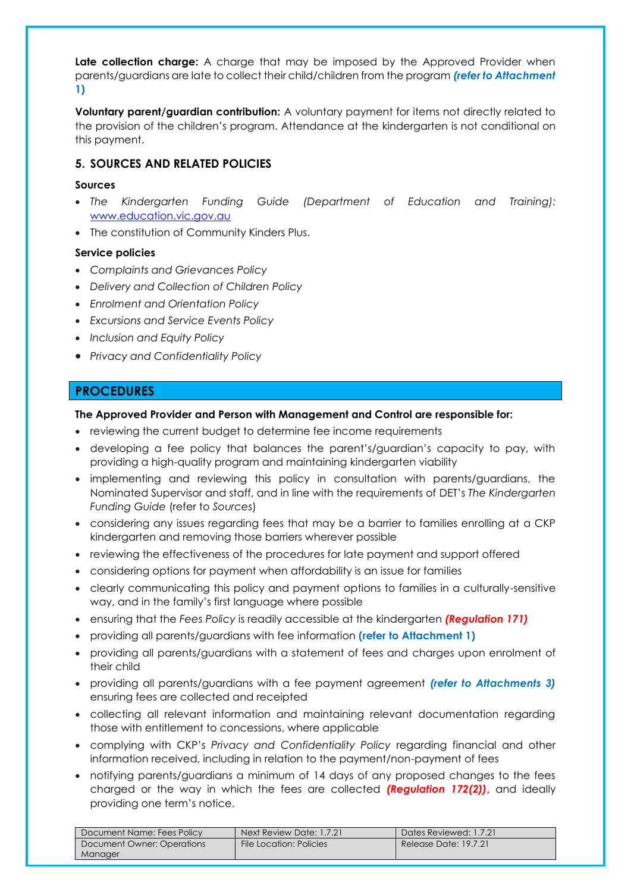**Late collection charge:** A charge that may be imposed by the Approved Provider when parents/guardians are late to collect their child/children from the program ***(refer to Attachment 1)***

**Voluntary parent/guardian contribution:** A voluntary payment for items not directly related to the provision of the children's program. Attendance at the kindergarten is not conditional on this payment.

## 5. SOURCES AND RELATED POLICIES

**Sources**

- *The Kindergarten Funding Guide (Department of Education and Training):* www.education.vic.gov.au
- The constitution of Community Kinders Plus.

**Service policies**

- *Complaints and Grievances Policy*
- *Delivery and Collection of Children Policy*
- *Enrolment and Orientation Policy*
- *Excursions and Service Events Policy*
- *Inclusion and Equity Policy*
- *Privacy and Confidentiality Policy*

## PROCEDURES

**The Approved Provider and Person with Management and Control are responsible for:**

- reviewing the current budget to determine fee income requirements
- developing a fee policy that balances the parent's/guardian's capacity to pay, with providing a high-quality program and maintaining kindergarten viability
- implementing and reviewing this policy in consultation with parents/guardians, the Nominated Supervisor and staff, and in line with the requirements of DET's *The Kindergarten Funding Guide* (refer to *Sources*)
- considering any issues regarding fees that may be a barrier to families enrolling at a CKP kindergarten and removing those barriers wherever possible
- reviewing the effectiveness of the procedures for late payment and support offered
- considering options for payment when affordability is an issue for families
- clearly communicating this policy and payment options to families in a culturally-sensitive way, and in the family's first language where possible
- ensuring that the *Fees Policy* is readily accessible at the kindergarten ***(Regulation 171)***
- providing all parents/guardians with fee information **(refer to Attachment 1)**
- providing all parents/guardians with a statement of fees and charges upon enrolment of their child
- providing all parents/guardians with a fee payment agreement ***(refer to Attachments 3)*** ensuring fees are collected and receipted
- collecting all relevant information and maintaining relevant documentation regarding those with entitlement to concessions, where applicable
- complying with CKP's *Privacy and Confidentiality Policy* regarding financial and other information received, including in relation to the payment/non-payment of fees
- notifying parents/guardians a minimum of 14 days of any proposed changes to the fees charged or the way in which the fees are collected ***(Regulation 172(2))***, and ideally providing one term's notice.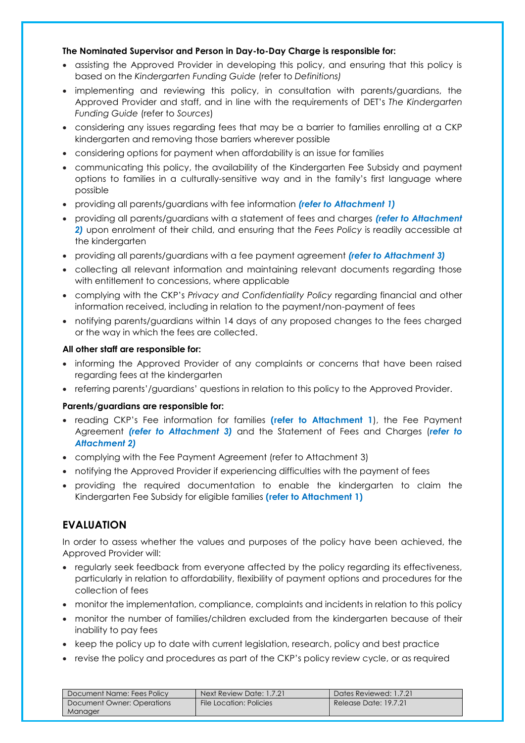**The Nominated Supervisor and Person in Day-to-Day Charge is responsible for:**

- assisting the Approved Provider in developing this policy, and ensuring that this policy is based on the *Kindergarten Funding Guide* (refer to *Definitions)*
- implementing and reviewing this policy, in consultation with parents/guardians, the Approved Provider and staff, and in line with the requirements of DET's *The Kindergarten Funding Guide* (refer to *Sources*)
- considering any issues regarding fees that may be a barrier to families enrolling at a CKP kindergarten and removing those barriers wherever possible
- considering options for payment when affordability is an issue for families
- communicating this policy, the availability of the Kindergarten Fee Subsidy and payment options to families in a culturally-sensitive way and in the family's first language where possible
- providing all parents/guardians with fee information ***(refer to Attachment 1)***
- providing all parents/guardians with a statement of fees and charges ***(refer to Attachment 2)*** upon enrolment of their child, and ensuring that the *Fees Policy* is readily accessible at the kindergarten
- providing all parents/guardians with a fee payment agreement ***(refer to Attachment 3)***
- collecting all relevant information and maintaining relevant documents regarding those with entitlement to concessions, where applicable
- complying with the CKP's *Privacy and Confidentiality Policy* regarding financial and other information received, including in relation to the payment/non-payment of fees
- notifying parents/guardians within 14 days of any proposed changes to the fees charged or the way in which the fees are collected.

**All other staff are responsible for:**

- informing the Approved Provider of any complaints or concerns that have been raised regarding fees at the kindergarten
- referring parents'/guardians' questions in relation to this policy to the Approved Provider.

**Parents/guardians are responsible for:**

- reading CKP's Fee information for families **(refer to Attachment 1**), the Fee Payment Agreement ***(refer to Attachment 3)*** and the Statement of Fees and Charges (***refer to Attachment 2)***
- complying with the Fee Payment Agreement (refer to Attachment 3)
- notifying the Approved Provider if experiencing difficulties with the payment of fees
- providing the required documentation to enable the kindergarten to claim the Kindergarten Fee Subsidy for eligible families **(refer to Attachment 1)**

## EVALUATION

In order to assess whether the values and purposes of the policy have been achieved, the Approved Provider will:

- regularly seek feedback from everyone affected by the policy regarding its effectiveness, particularly in relation to affordability, flexibility of payment options and procedures for the collection of fees
- monitor the implementation, compliance, complaints and incidents in relation to this policy
- monitor the number of families/children excluded from the kindergarten because of their inability to pay fees
- keep the policy up to date with current legislation, research, policy and best practice
- revise the policy and procedures as part of the CKP's policy review cycle, or as required

| Document Name: Fees Policy | Next Review Date: 1.7.21 | Dates Reviewed: 1.7.21 |
|---|---|---|
| Document Owner: Operations Manager | File Location: Policies | Release Date: 19.7.21 |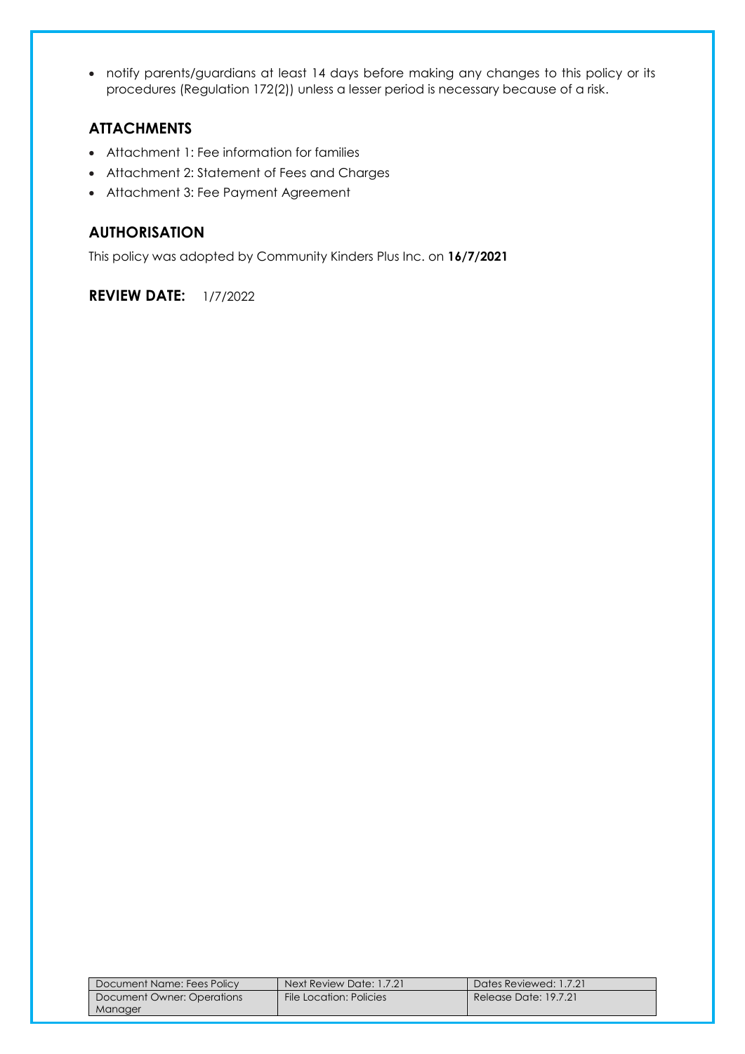- notify parents/guardians at least 14 days before making any changes to this policy or its procedures (Regulation 172(2)) unless a lesser period is necessary because of a risk.

## ATTACHMENTS

- Attachment 1: Fee information for families
- Attachment 2: Statement of Fees and Charges
- Attachment 3: Fee Payment Agreement

## AUTHORISATION

This policy was adopted by Community Kinders Plus Inc. on **16/7/2021**

## REVIEW DATE: 1/7/2022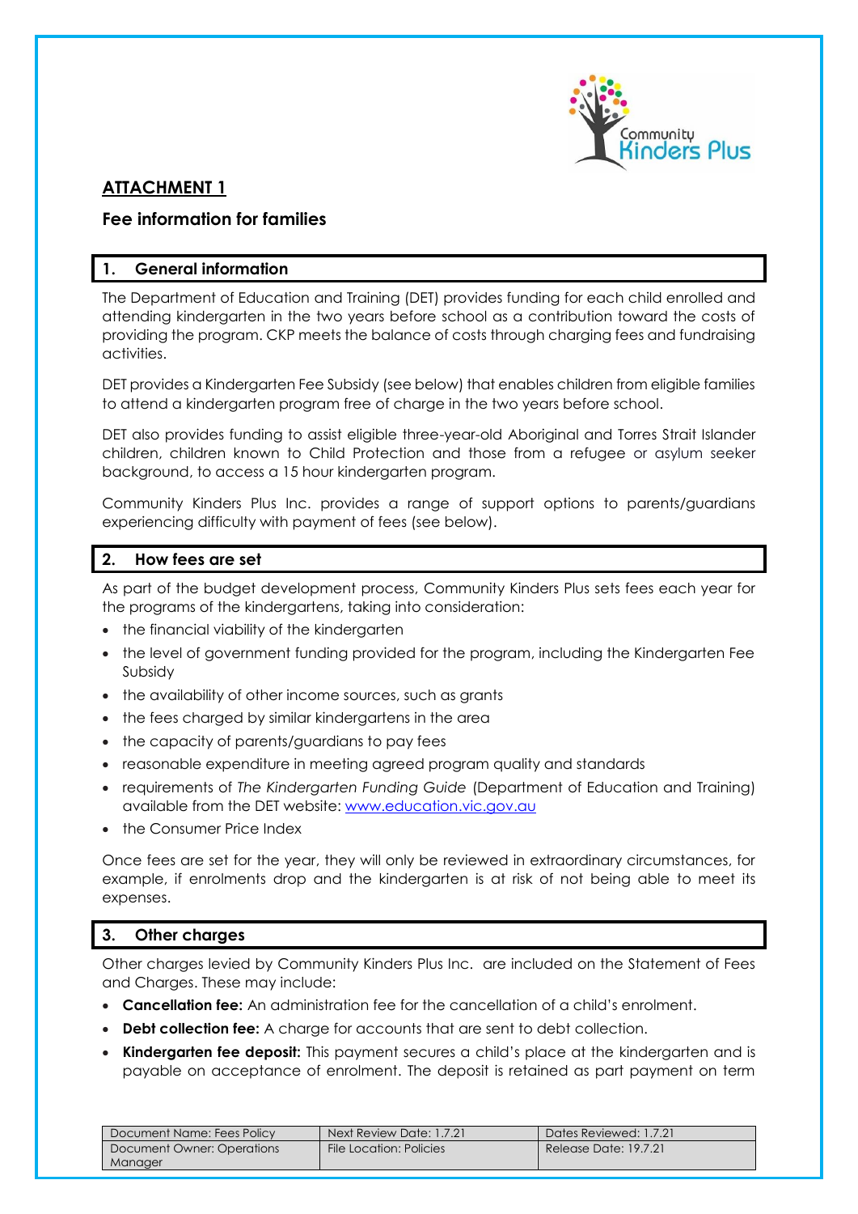## ATTACHMENT 1

### Fee information for families

### 1. General information

The Department of Education and Training (DET) provides funding for each child enrolled and attending kindergarten in the two years before school as a contribution toward the costs of providing the program. CKP meets the balance of costs through charging fees and fundraising activities.

DET provides a Kindergarten Fee Subsidy (see below) that enables children from eligible families to attend a kindergarten program free of charge in the two years before school.

DET also provides funding to assist eligible three-year-old Aboriginal and Torres Strait Islander children, children known to Child Protection and those from a refugee or asylum seeker background, to access a 15 hour kindergarten program.

Community Kinders Plus Inc. provides a range of support options to parents/guardians experiencing difficulty with payment of fees (see below).

### 2. How fees are set

As part of the budget development process, Community Kinders Plus sets fees each year for the programs of the kindergartens, taking into consideration:

- the financial viability of the kindergarten
- the level of government funding provided for the program, including the Kindergarten Fee Subsidy
- the availability of other income sources, such as grants
- the fees charged by similar kindergartens in the area
- the capacity of parents/guardians to pay fees
- reasonable expenditure in meeting agreed program quality and standards
- requirements of *The Kindergarten Funding Guide* (Department of Education and Training) available from the DET website: www.education.vic.gov.au
- the Consumer Price Index

Once fees are set for the year, they will only be reviewed in extraordinary circumstances, for example, if enrolments drop and the kindergarten is at risk of not being able to meet its expenses.

### 3. Other charges

Other charges levied by Community Kinders Plus Inc. are included on the Statement of Fees and Charges. These may include:

- **Cancellation fee:** An administration fee for the cancellation of a child's enrolment.
- **Debt collection fee:** A charge for accounts that are sent to debt collection.
- **Kindergarten fee deposit:** This payment secures a child's place at the kindergarten and is payable on acceptance of enrolment. The deposit is retained as part payment on term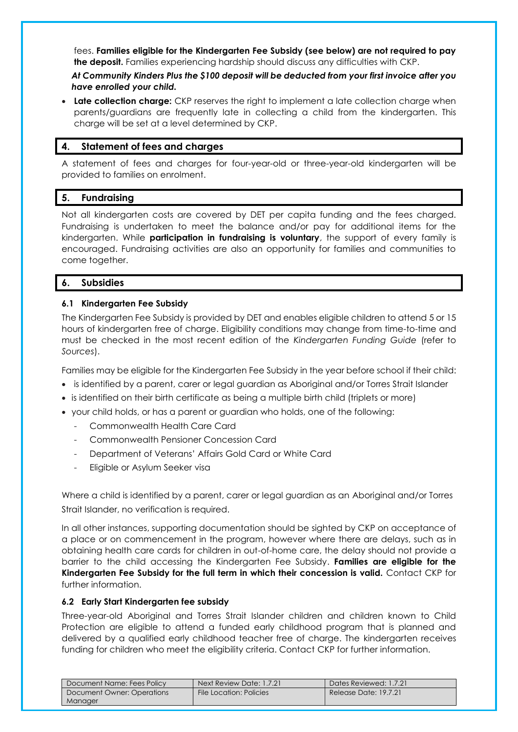fees. **Families eligible for the Kindergarten Fee Subsidy (see below) are not required to pay the deposit.** Families experiencing hardship should discuss any difficulties with CKP.

***At Community Kinders Plus the $100 deposit will be deducted from your first invoice after you have enrolled your child.***

- **Late collection charge:** CKP reserves the right to implement a late collection charge when parents/guardians are frequently late in collecting a child from the kindergarten. This charge will be set at a level determined by CKP.

## 4. Statement of fees and charges

A statement of fees and charges for four-year-old or three-year-old kindergarten will be provided to families on enrolment.

## 5. Fundraising

Not all kindergarten costs are covered by DET per capita funding and the fees charged. Fundraising is undertaken to meet the balance and/or pay for additional items for the kindergarten. While **participation in fundraising is voluntary**, the support of every family is encouraged. Fundraising activities are also an opportunity for families and communities to come together.

## 6. Subsidies

### 6.1 Kindergarten Fee Subsidy

The Kindergarten Fee Subsidy is provided by DET and enables eligible children to attend 5 or 15 hours of kindergarten free of charge. Eligibility conditions may change from time-to-time and must be checked in the most recent edition of the *Kindergarten Funding Guide* (refer to *Sources*).

Families may be eligible for the Kindergarten Fee Subsidy in the year before school if their child:

- is identified by a parent, carer or legal guardian as Aboriginal and/or Torres Strait Islander
- is identified on their birth certificate as being a multiple birth child (triplets or more)
- your child holds, or has a parent or guardian who holds, one of the following:
  - Commonwealth Health Care Card
  - Commonwealth Pensioner Concession Card
  - Department of Veterans' Affairs Gold Card or White Card
  - Eligible or Asylum Seeker visa

Where a child is identified by a parent, carer or legal guardian as an Aboriginal and/or Torres Strait Islander, no verification is required.

In all other instances, supporting documentation should be sighted by CKP on acceptance of a place or on commencement in the program, however where there are delays, such as in obtaining health care cards for children in out-of-home care, the delay should not provide a barrier to the child accessing the Kindergarten Fee Subsidy. **Families are eligible for the Kindergarten Fee Subsidy for the full term in which their concession is valid.** Contact CKP for further information.

### 6.2 Early Start Kindergarten fee subsidy

Three-year-old Aboriginal and Torres Strait Islander children and children known to Child Protection are eligible to attend a funded early childhood program that is planned and delivered by a qualified early childhood teacher free of charge. The kindergarten receives funding for children who meet the eligibility criteria. Contact CKP for further information.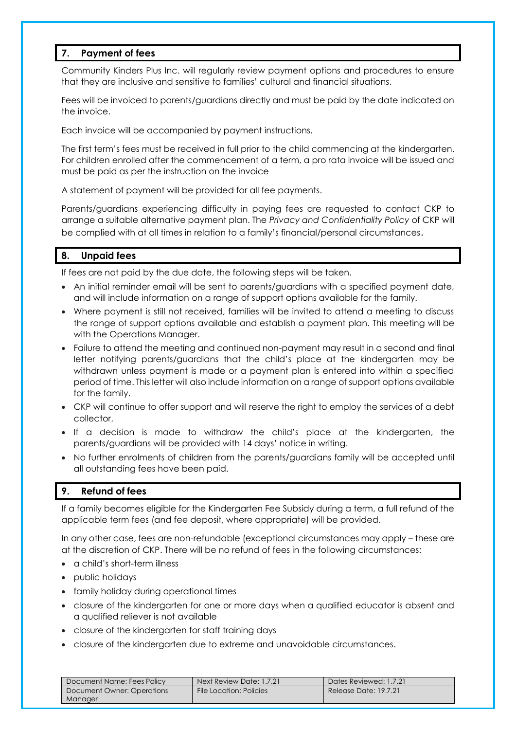## 7. Payment of fees

Community Kinders Plus Inc. will regularly review payment options and procedures to ensure that they are inclusive and sensitive to families' cultural and financial situations.

Fees will be invoiced to parents/guardians directly and must be paid by the date indicated on the invoice.

Each invoice will be accompanied by payment instructions.

The first term's fees must be received in full prior to the child commencing at the kindergarten. For children enrolled after the commencement of a term, a pro rata invoice will be issued and must be paid as per the instruction on the invoice

A statement of payment will be provided for all fee payments.

Parents/guardians experiencing difficulty in paying fees are requested to contact CKP to arrange a suitable alternative payment plan. The *Privacy and Confidentiality Policy* of CKP will be complied with at all times in relation to a family's financial/personal circumstances.

## 8. Unpaid fees

If fees are not paid by the due date, the following steps will be taken.

- An initial reminder email will be sent to parents/guardians with a specified payment date, and will include information on a range of support options available for the family.
- Where payment is still not received, families will be invited to attend a meeting to discuss the range of support options available and establish a payment plan. This meeting will be with the Operations Manager.
- Failure to attend the meeting and continued non-payment may result in a second and final letter notifying parents/guardians that the child's place at the kindergarten may be withdrawn unless payment is made or a payment plan is entered into within a specified period of time. This letter will also include information on a range of support options available for the family.
- CKP will continue to offer support and will reserve the right to employ the services of a debt collector.
- If a decision is made to withdraw the child's place at the kindergarten, the parents/guardians will be provided with 14 days' notice in writing.
- No further enrolments of children from the parents/guardians family will be accepted until all outstanding fees have been paid.

## 9. Refund of fees

If a family becomes eligible for the Kindergarten Fee Subsidy during a term, a full refund of the applicable term fees (and fee deposit, where appropriate) will be provided.

In any other case, fees are non-refundable (exceptional circumstances may apply – these are at the discretion of CKP. There will be no refund of fees in the following circumstances:

- a child's short-term illness
- public holidays
- family holiday during operational times
- closure of the kindergarten for one or more days when a qualified educator is absent and a qualified reliever is not available
- closure of the kindergarten for staff training days
- closure of the kindergarten due to extreme and unavoidable circumstances.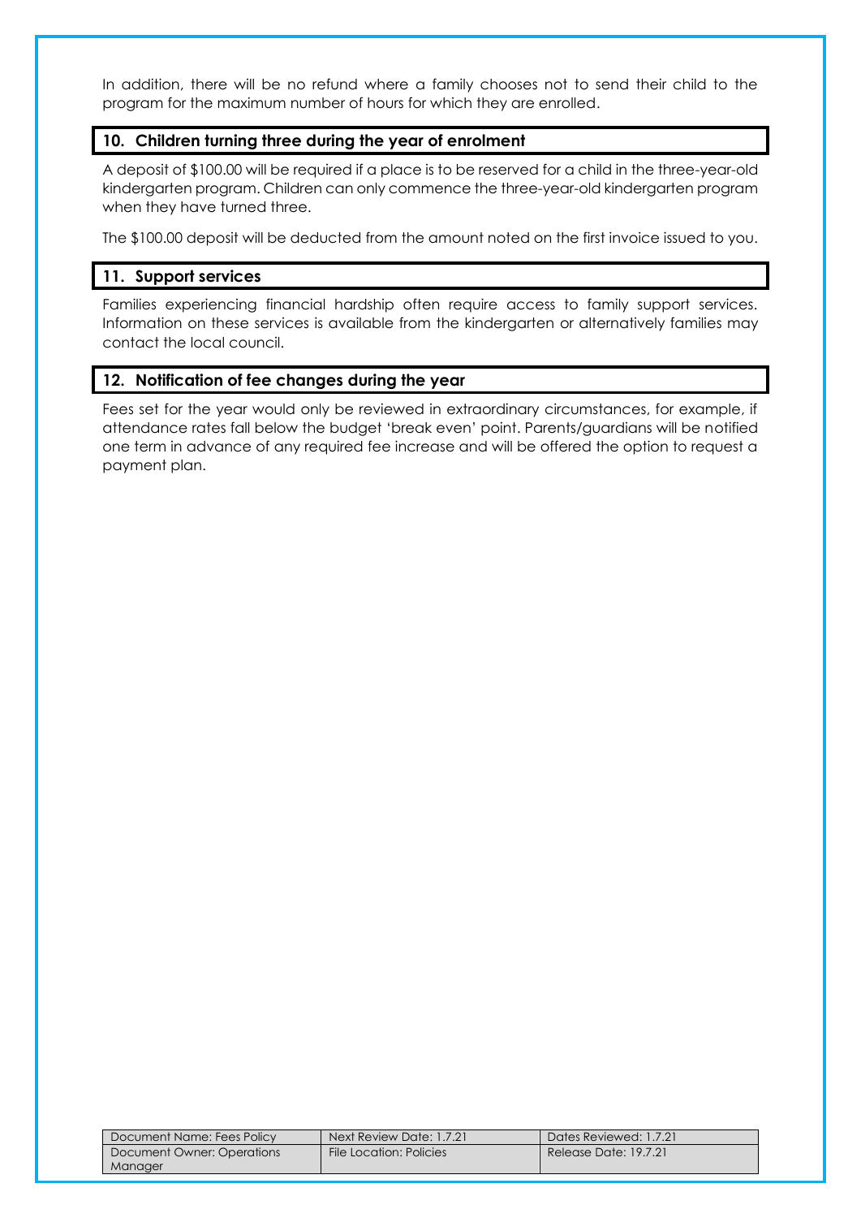In addition, there will be no refund where a family chooses not to send their child to the program for the maximum number of hours for which they are enrolled.

## 10. Children turning three during the year of enrolment

A deposit of $100.00 will be required if a place is to be reserved for a child in the three-year-old kindergarten program. Children can only commence the three-year-old kindergarten program when they have turned three.

The $100.00 deposit will be deducted from the amount noted on the first invoice issued to you.

## 11. Support services

Families experiencing financial hardship often require access to family support services. Information on these services is available from the kindergarten or alternatively families may contact the local council.

## 12. Notification of fee changes during the year

Fees set for the year would only be reviewed in extraordinary circumstances, for example, if attendance rates fall below the budget 'break even' point. Parents/guardians will be notified one term in advance of any required fee increase and will be offered the option to request a payment plan.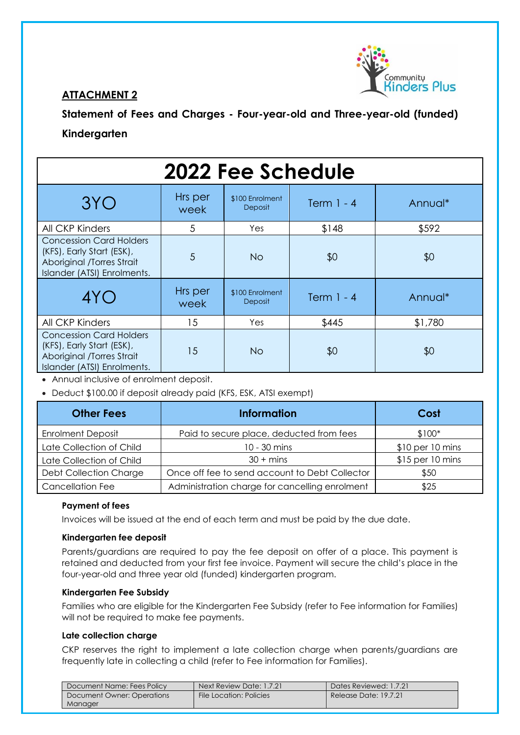**ATTACHMENT 2**

**Statement of Fees and Charges - Four-year-old and Three-year-old (funded) Kindergarten**

| 2022 Fee Schedule | | | | |
|---|---|---|---|---|
| 3YO | Hrs per week | $100 Enrolment Deposit | Term 1 - 4 | Annual* |
| All CKP Kinders | 5 | Yes | $148 | $592 |
| Concession Card Holders (KFS), Early Start (ESK), Aboriginal /Torres Strait Islander (ATSI) Enrolments. | 5 | No | $0 | $0 |
| 4YO | Hrs per week | $100 Enrolment Deposit | Term 1 - 4 | Annual* |
| All CKP Kinders | 15 | Yes | $445 | $1,780 |
| Concession Card Holders (KFS), Early Start (ESK), Aboriginal /Torres Strait Islander (ATSI) Enrolments. | 15 | No | $0 | $0 |

- Annual inclusive of enrolment deposit.
- Deduct $100.00 if deposit already paid (KFS, ESK, ATSI exempt)

| Other Fees | Information | Cost |
|---|---|---|
| Enrolment Deposit | Paid to secure place, deducted from fees | $100* |
| Late Collection of Child | 10 - 30 mins | $10 per 10 mins |
| Late Collection of Child | 30 + mins | $15 per 10 mins |
| Debt Collection Charge | Once off fee to send account to Debt Collector | $50 |
| Cancellation Fee | Administration charge for cancelling enrolment | $25 |

**Payment of fees**

Invoices will be issued at the end of each term and must be paid by the due date.

**Kindergarten fee deposit**

Parents/guardians are required to pay the fee deposit on offer of a place. This payment is retained and deducted from your first fee invoice. Payment will secure the child's place in the four-year-old and three year old (funded) kindergarten program.

**Kindergarten Fee Subsidy**

Families who are eligible for the Kindergarten Fee Subsidy (refer to Fee information for Families) will not be required to make fee payments.

**Late collection charge**

CKP reserves the right to implement a late collection charge when parents/guardians are frequently late in collecting a child (refer to Fee information for Families).

| Document Name: Fees Policy | Next Review Date: 1.7.21 | Dates Reviewed: 1.7.21 |
|---|---|---|
| Document Owner: Operations Manager | File Location: Policies | Release Date: 19.7.21 |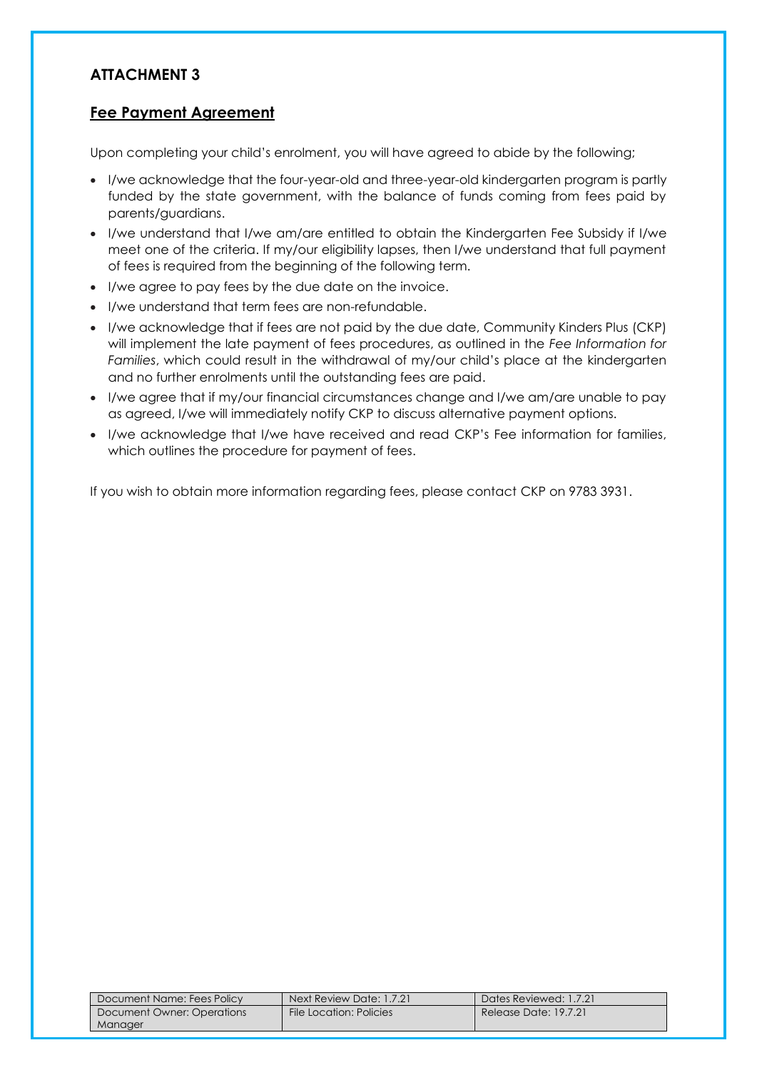## ATTACHMENT 3

### Fee Payment Agreement

Upon completing your child's enrolment, you will have agreed to abide by the following;

- I/we acknowledge that the four-year-old and three-year-old kindergarten program is partly funded by the state government, with the balance of funds coming from fees paid by parents/guardians.
- I/we understand that I/we am/are entitled to obtain the Kindergarten Fee Subsidy if I/we meet one of the criteria. If my/our eligibility lapses, then I/we understand that full payment of fees is required from the beginning of the following term.
- I/we agree to pay fees by the due date on the invoice.
- I/we understand that term fees are non-refundable.
- I/we acknowledge that if fees are not paid by the due date, Community Kinders Plus (CKP) will implement the late payment of fees procedures, as outlined in the *Fee Information for Families*, which could result in the withdrawal of my/our child's place at the kindergarten and no further enrolments until the outstanding fees are paid.
- I/we agree that if my/our financial circumstances change and I/we am/are unable to pay as agreed, I/we will immediately notify CKP to discuss alternative payment options.
- I/we acknowledge that I/we have received and read CKP's Fee information for families, which outlines the procedure for payment of fees.

If you wish to obtain more information regarding fees, please contact CKP on 9783 3931.